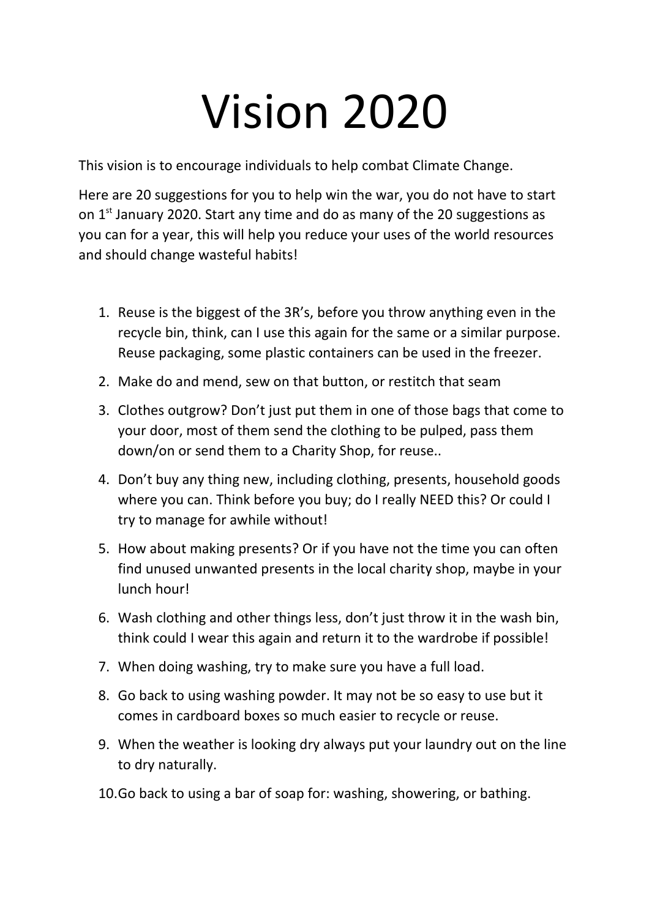# Vision 2020

This vision is to encourage individuals to help combat Climate Change.

Here are 20 suggestions for you to help win the war, you do not have to start on 1st January 2020. Start any time and do as many of the 20 suggestions as you can for a year, this will help you reduce your uses of the world resources and should change wasteful habits!

1. Reuse is the biggest of the 3R's, before you throw anything even in the recycle bin, think, can I use this again for the same or a similar purpose. Reuse packaging, some plastic containers can be used in the freezer.
2. Make do and mend, sew on that button, or restitch that seam
3. Clothes outgrow? Don't just put them in one of those bags that come to your door, most of them send the clothing to be pulped, pass them down/on or send them to a Charity Shop, for reuse..
4. Don't buy any thing new, including clothing, presents, household goods where you can. Think before you buy; do I really NEED this? Or could I try to manage for awhile without!
5. How about making presents? Or if you have not the time you can often find unused unwanted presents in the local charity shop, maybe in your lunch hour!
6. Wash clothing and other things less, don't just throw it in the wash bin, think could I wear this again and return it to the wardrobe if possible!
7. When doing washing, try to make sure you have a full load.
8. Go back to using washing powder. It may not be so easy to use but it comes in cardboard boxes so much easier to recycle or reuse.
9. When the weather is looking dry always put your laundry out on the line to dry naturally.
10. Go back to using a bar of soap for: washing, showering, or bathing.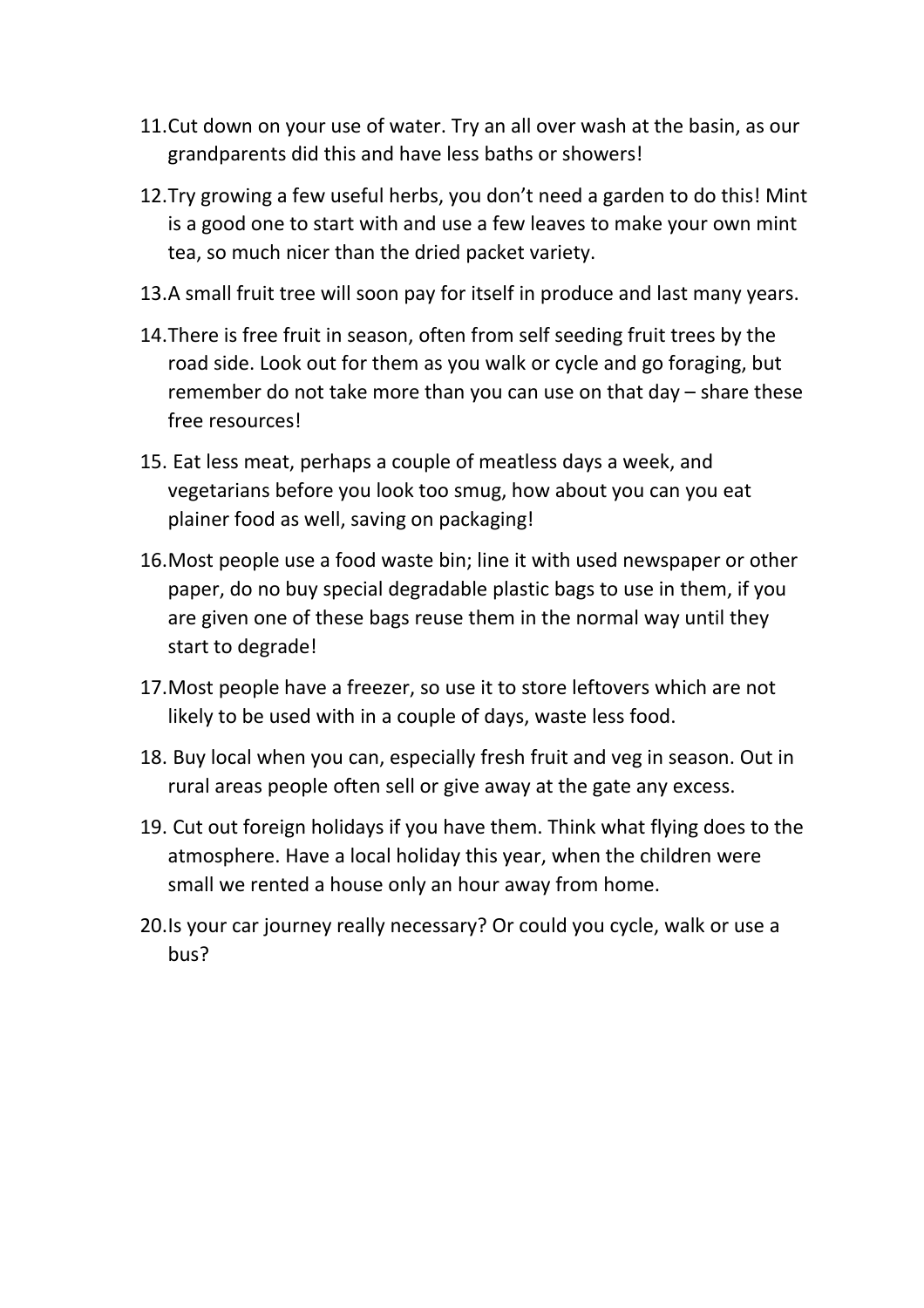11. Cut down on your use of water. Try an all over wash at the basin, as our grandparents did this and have less baths or showers!

12. Try growing a few useful herbs, you don't need a garden to do this! Mint is a good one to start with and use a few leaves to make your own mint tea, so much nicer than the dried packet variety.

13. A small fruit tree will soon pay for itself in produce and last many years.

14. There is free fruit in season, often from self seeding fruit trees by the road side. Look out for them as you walk or cycle and go foraging, but remember do not take more than you can use on that day – share these free resources!

15. Eat less meat, perhaps a couple of meatless days a week, and vegetarians before you look too smug, how about you can you eat plainer food as well, saving on packaging!

16. Most people use a food waste bin; line it with used newspaper or other paper, do no buy special degradable plastic bags to use in them, if you are given one of these bags reuse them in the normal way until they start to degrade!

17. Most people have a freezer, so use it to store leftovers which are not likely to be used with in a couple of days, waste less food.

18. Buy local when you can, especially fresh fruit and veg in season. Out in rural areas people often sell or give away at the gate any excess.

19. Cut out foreign holidays if you have them. Think what flying does to the atmosphere. Have a local holiday this year, when the children were small we rented a house only an hour away from home.

20. Is your car journey really necessary? Or could you cycle, walk or use a bus?